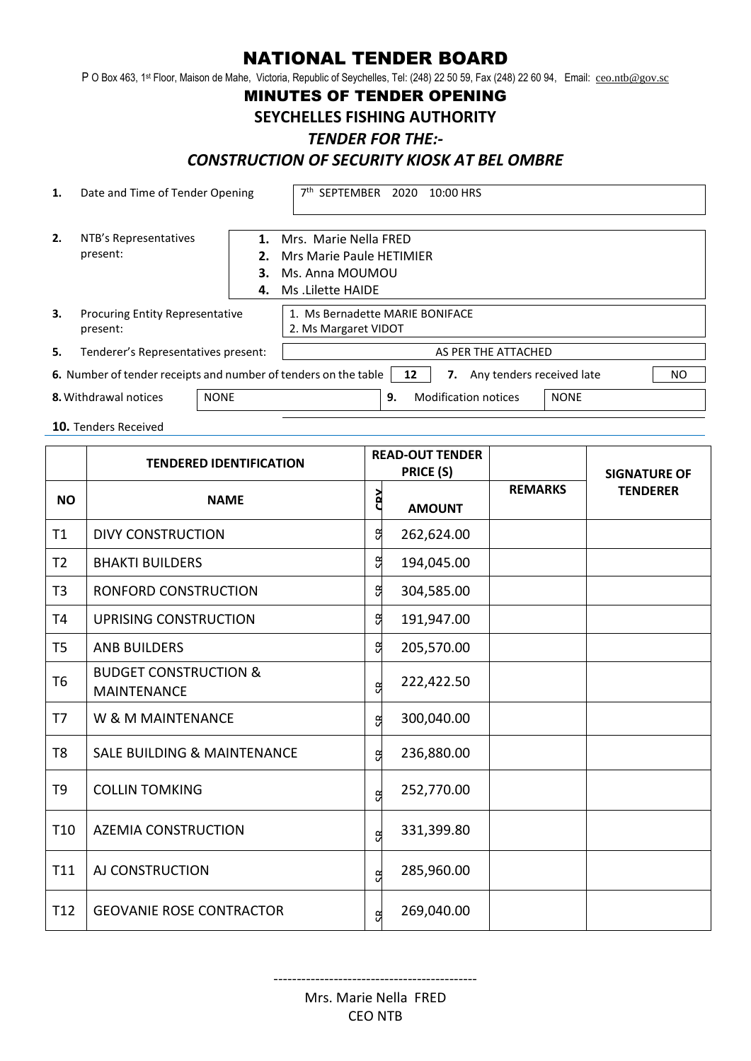# NATIONAL TENDER BOARD

P O Box 463, 1st Floor, Maison de Mahe, Victoria, Republic of Seychelles, Tel: (248) 22 50 59, Fax (248) 22 60 94, Email: ceo.ntb@gov.sc

## MINUTES OF TENDER OPENING

## SEYCHELLES FISHING AUTHORITY

## *TENDER FOR THE:-*

## *CONSTRUCTION OF SECURITY KIOSK AT BEL OMBRE*

**1.** Date and Time of Tender Opening: 7th SEPTEMBER 2020 10:00 HRS

**2.** NTB's Representatives present:

1. Mrs. Marie Nella FRED
2. Mrs Marie Paule HETIMIER
3. Ms. Anna MOUMOU
4. Ms .Lilette HAIDE

**3.** Procuring Entity Representative present:

1. Ms Bernadette MARIE BONIFACE
2. Ms Margaret VIDOT

**5.** Tenderer's Representatives present: AS PER THE ATTACHED

**6.** Number of tender receipts and number of tenders on the table: 12

**7.** Any tenders received late: NO

**8.** Withdrawal notices: NONE

**9.** Modification notices: NONE

**10.** Tenders Received

| | TENDERED IDENTIFICATION | READ-OUT TENDER PRICE (S) | | | SIGNATURE OF TENDERER |
|---|---|---|---|---|---|
| **NO** | **NAME** | **CRY** | **AMOUNT** | **REMARKS** | |
| T1 | DIVY CONSTRUCTION | SR | 262,624.00 | | |
| T2 | BHAKTI BUILDERS | SR | 194,045.00 | | |
| T3 | RONFORD CONSTRUCTION | SR | 304,585.00 | | |
| T4 | UPRISING CONSTRUCTION | SR | 191,947.00 | | |
| T5 | ANB BUILDERS | SR | 205,570.00 | | |
| T6 | BUDGET CONSTRUCTION & MAINTENANCE | SR | 222,422.50 | | |
| T7 | W & M MAINTENANCE | SR | 300,040.00 | | |
| T8 | SALE BUILDING & MAINTENANCE | SR | 236,880.00 | | |
| T9 | COLLIN TOMKING | SR | 252,770.00 | | |
| T10 | AZEMIA CONSTRUCTION | SR | 331,399.80 | | |
| T11 | AJ CONSTRUCTION | SR | 285,960.00 | | |
| T12 | GEOVANIE ROSE CONTRACTOR | SR | 269,040.00 | | |

--------------------------------------------

Mrs. Marie Nella FRED
CEO NTB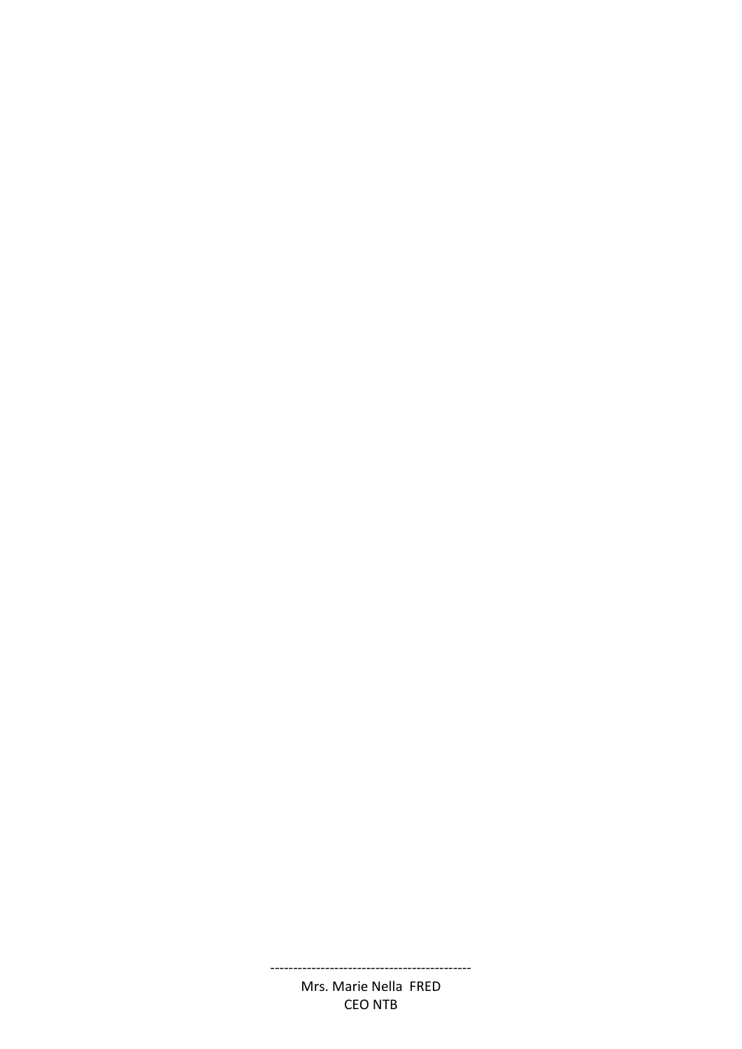--------------------------------------------

Mrs. Marie Nella FRED

CEO NTB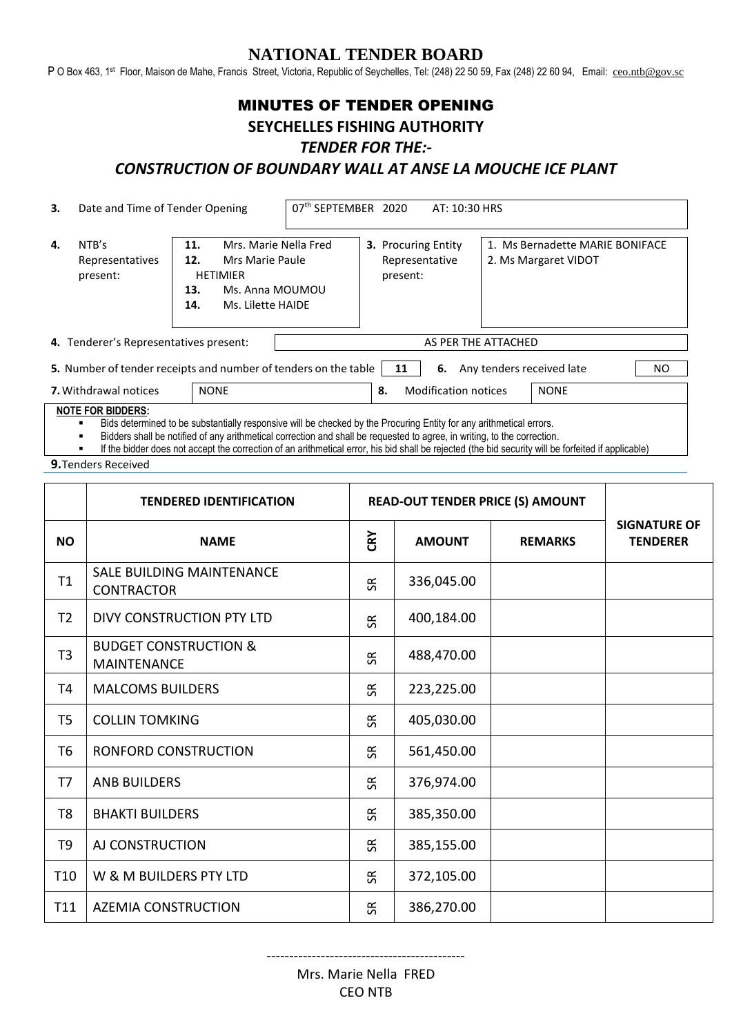# NATIONAL TENDER BOARD

P O Box 463, 1st Floor, Maison de Mahe, Francis Street, Victoria, Republic of Seychelles, Tel: (248) 22 50 59, Fax (248) 22 60 94, Email: ceo.ntb@gov.sc

## MINUTES OF TENDER OPENING

## SEYCHELLES FISHING AUTHORITY

## *TENDER FOR THE:-*

## *CONSTRUCTION OF BOUNDARY WALL AT ANSE LA MOUCHE ICE PLANT*

| | | |
|---|---|---|
| **3.** | Date and Time of Tender Opening | 07th SEPTEMBER 2020 AT: 10:30 HRS |

| | | | | |
|---|---|---|---|---|
| **4.** | NTB's Representatives present: | **11.** Mrs. Marie Nella Fred<br>**12.** Mrs Marie Paule HETIMIER<br>**13.** Ms. Anna MOUMOU<br>**14.** Ms. Lilette HAIDE | **3.** Procuring Entity Representative present: | 1. Ms Bernadette MARIE BONIFACE<br>2. Ms Margaret VIDOT |

**4.** Tenderer's Representatives present: AS PER THE ATTACHED

**5.** Number of tender receipts and number of tenders on the table: **11** **6.** Any tenders received late: NO

**7.** Withdrawal notices: NONE **8.** Modification notices: NONE

**NOTE FOR BIDDERS:**

- Bids determined to be substantially responsive will be checked by the Procuring Entity for any arithmetical errors.
- Bidders shall be notified of any arithmetical correction and shall be requested to agree, in writing, to the correction.
- If the bidder does not accept the correction of an arithmetical error, his bid shall be rejected (the bid security will be forfeited if applicable)

**9.** Tenders Received

| | **TENDERED IDENTIFICATION** | **READ-OUT TENDER PRICE (S) AMOUNT** | | | **SIGNATURE OF TENDERER** |
|---|---|---|---|---|---|
| **NO** | **NAME** | **CRY** | **AMOUNT** | **REMARKS** | |
| T1 | SALE BUILDING MAINTENANCE CONTRACTOR | SR | 336,045.00 | | |
| T2 | DIVY CONSTRUCTION PTY LTD | SR | 400,184.00 | | |
| T3 | BUDGET CONSTRUCTION & MAINTENANCE | SR | 488,470.00 | | |
| T4 | MALCOMS BUILDERS | SR | 223,225.00 | | |
| T5 | COLLIN TOMKING | SR | 405,030.00 | | |
| T6 | RONFORD CONSTRUCTION | SR | 561,450.00 | | |
| T7 | ANB BUILDERS | SR | 376,974.00 | | |
| T8 | BHAKTI BUILDERS | SR | 385,350.00 | | |
| T9 | AJ CONSTRUCTION | SR | 385,155.00 | | |
| T10 | W & M BUILDERS PTY LTD | SR | 372,105.00 | | |
| T11 | AZEMIA CONSTRUCTION | SR | 386,270.00 | | |

--------------------------------------------

Mrs. Marie Nella FRED
CEO NTB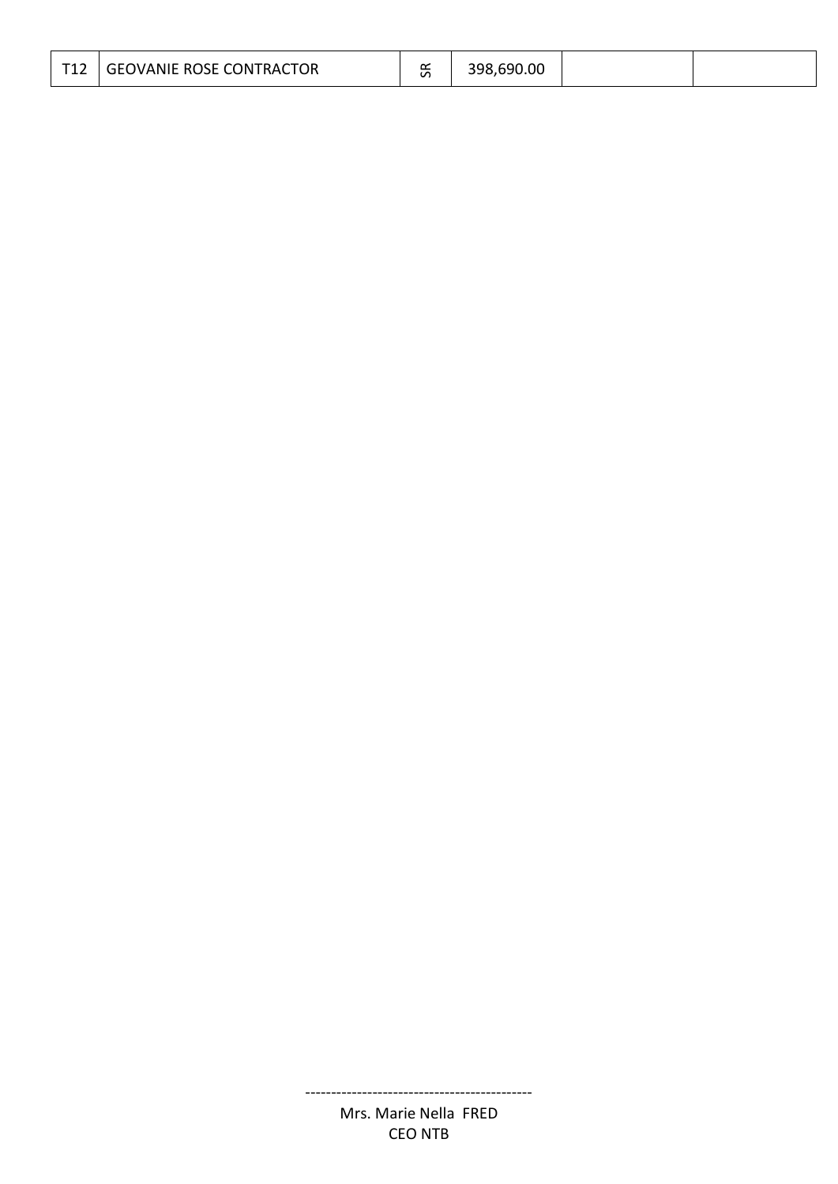| | | | | | |
|---|---|---|---|---|---|
| T12 | GEOVANIE ROSE CONTRACTOR | SR | 398,690.00 | | |

--------------------------------------------

Mrs. Marie Nella FRED
CEO NTB